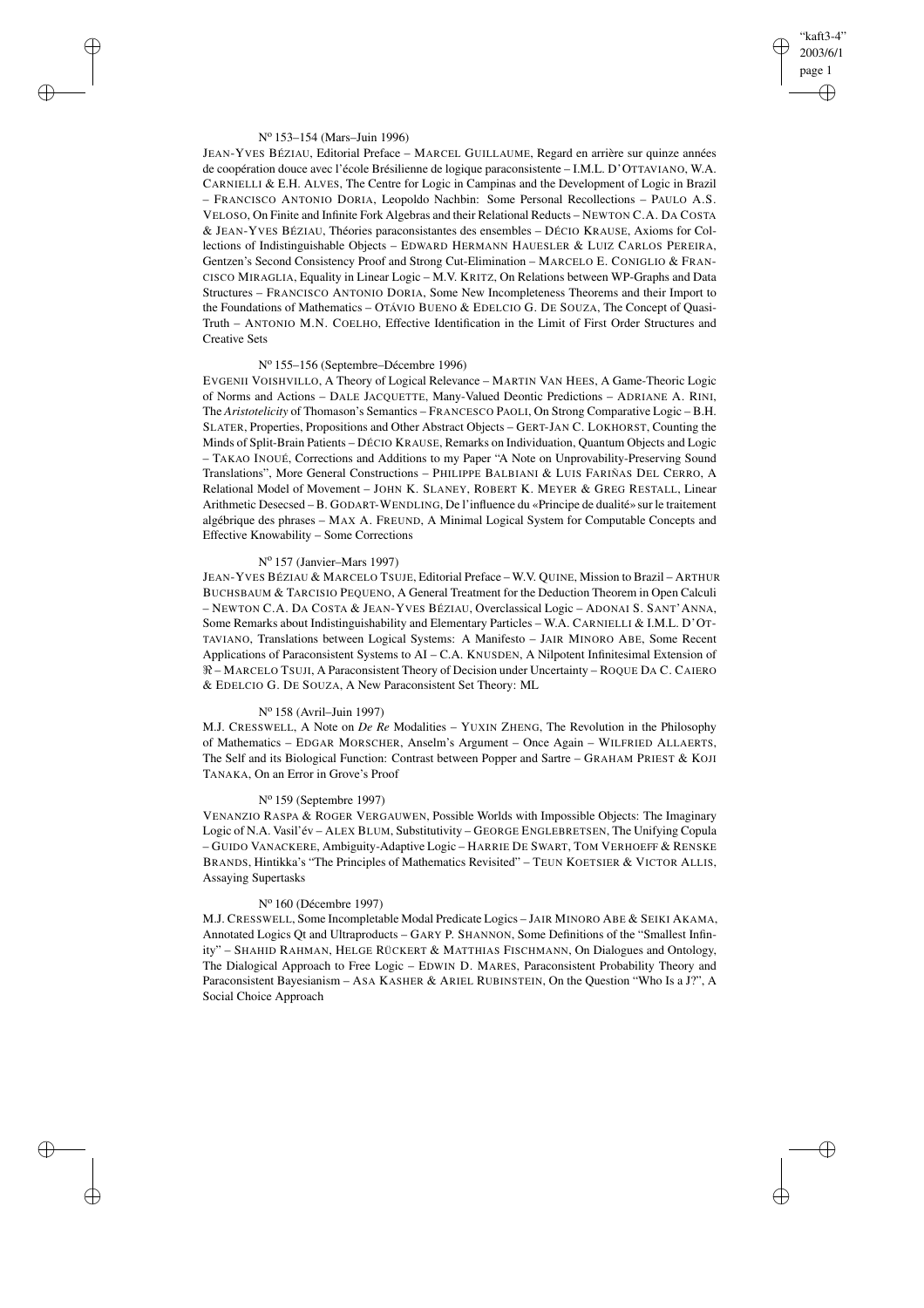N[o] 153–154 (Mars–Juin 1996)

JEAN-YVES BÉZIAU, Editorial Preface – MARCEL GUILLAUME, Regard en arrière sur quinze années de coopération douce avec l'école Brésilienne de logique paraconsistente – I.M.L. D'OTTAVIANO, W.A. CARNIELLI & E.H. ALVES, The Centre for Logic in Campinas and the Development of Logic in Brazil – FRANCISCO ANTONIO DORIA, Leopoldo Nachbin: Some Personal Recollections – PAULO A.S. VELOSO, On Finite and Infinite Fork Algebras and their Relational Reducts – NEWTON C.A. DA COSTA & JEAN-YVES BÉZIAU, Théories paraconsistantes des ensembles – DÉCIO KRAUSE, Axioms for Collections of Indistinguishable Objects – EDWARD HERMANN HAUESLER & LUIZ CARLOS PEREIRA, Gentzen's Second Consistency Proof and Strong Cut-Elimination – MARCELO E. CONIGLIO & FRANCISCO MIRAGLIA, Equality in Linear Logic – M.V. KRITZ, On Relations between WP-Graphs and Data Structures – FRANCISCO ANTONIO DORIA, Some New Incompleteness Theorems and their Import to the Foundations of Mathematics – OTÁVIO BUENO & EDELCIO G. DE SOUZA, The Concept of Quasi-Truth – ANTONIO M.N. COELHO, Effective Identification in the Limit of First Order Structures and Creative Sets

N[o] 155–156 (Septembre–Décembre 1996)

EVGENII VOISHVILLO, A Theory of Logical Relevance – MARTIN VAN HEES, A Game-Theoric Logic of Norms and Actions – DALE JACQUETTE, Many-Valued Deontic Predictions – ADRIANE A. RINI, The *Aristotelicity* of Thomason's Semantics – FRANCESCO PAOLI, On Strong Comparative Logic – B.H. SLATER, Properties, Propositions and Other Abstract Objects – GERT-JAN C. LOKHORST, Counting the Minds of Split-Brain Patients – DÉCIO KRAUSE, Remarks on Individuation, Quantum Objects and Logic – TAKAO INOUÉ, Corrections and Additions to my Paper "A Note on Unprovability-Preserving Sound Translations", More General Constructions – PHILIPPE BALBIANI & LUIS FARIÑAS DEL CERRO, A Relational Model of Movement – JOHN K. SLANEY, ROBERT K. MEYER & GREG RESTALL, Linear Arithmetic Desecsed – B. GODART-WENDLING, De l'influence du «Principe de dualité» sur le traitement algébrique des phrases – MAX A. FREUND, A Minimal Logical System for Computable Concepts and Effective Knowability – Some Corrections

N[o] 157 (Janvier–Mars 1997)

JEAN-YVES BÉZIAU & MARCELO TSUJE, Editorial Preface – W.V. QUINE, Mission to Brazil – ARTHUR BUCHSBAUM & TARCISIO PEQUENO, A General Treatment for the Deduction Theorem in Open Calculi – NEWTON C.A. DA COSTA & JEAN-YVES BÉZIAU, Overclassical Logic – ADONAI S. SANT'ANNA, Some Remarks about Indistinguishability and Elementary Particles – W.A. CARNIELLI & I.M.L. D'OTTAVIANO, Translations between Logical Systems: A Manifesto – JAIR MINORO ABE, Some Recent Applications of Paraconsistent Systems to AI – C.A. KNUSDEN, A Nilpotent Infinitesimal Extension of $\Re$ – MARCELO TSUJI, A Paraconsistent Theory of Decision under Uncertainty – ROQUE DA C. CAIERO & EDELCIO G. DE SOUZA, A New Paraconsistent Set Theory: ML

N[o] 158 (Avril–Juin 1997)

M.J. CRESSWELL, A Note on *De Re* Modalities – YUXIN ZHENG, The Revolution in the Philosophy of Mathematics – EDGAR MORSCHER, Anselm's Argument – Once Again – WILFRIED ALLAERTS, The Self and its Biological Function: Contrast between Popper and Sartre – GRAHAM PRIEST & KOJI TANAKA, On an Error in Grove's Proof

N[o] 159 (Septembre 1997)

VENANZIO RASPA & ROGER VERGAUWEN, Possible Worlds with Impossible Objects: The Imaginary Logic of N.A. Vasil'év – ALEX BLUM, Substitutivity – GEORGE ENGLEBRETSEN, The Unifying Copula – GUIDO VANACKERE, Ambiguity-Adaptive Logic – HARRIE DE SWART, TOM VERHOEFF & RENSKE BRANDS, Hintikka's "The Principles of Mathematics Revisited" – TEUN KOETSIER & VICTOR ALLIS, Assaying Supertasks

N[o] 160 (Décembre 1997)

M.J. CRESSWELL, Some Incompletable Modal Predicate Logics – JAIR MINORO ABE & SEIKI AKAMA, Annotated Logics Qt and Ultraproducts – GARY P. SHANNON, Some Definitions of the "Smallest Infinity" – SHAHID RAHMAN, HELGE RÜCKERT & MATTHIAS FISCHMANN, On Dialogues and Ontology, The Dialogical Approach to Free Logic – EDWIN D. MARES, Paraconsistent Probability Theory and Paraconsistent Bayesianism – ASA KASHER & ARIEL RUBINSTEIN, On the Question "Who Is a J?", A Social Choice Approach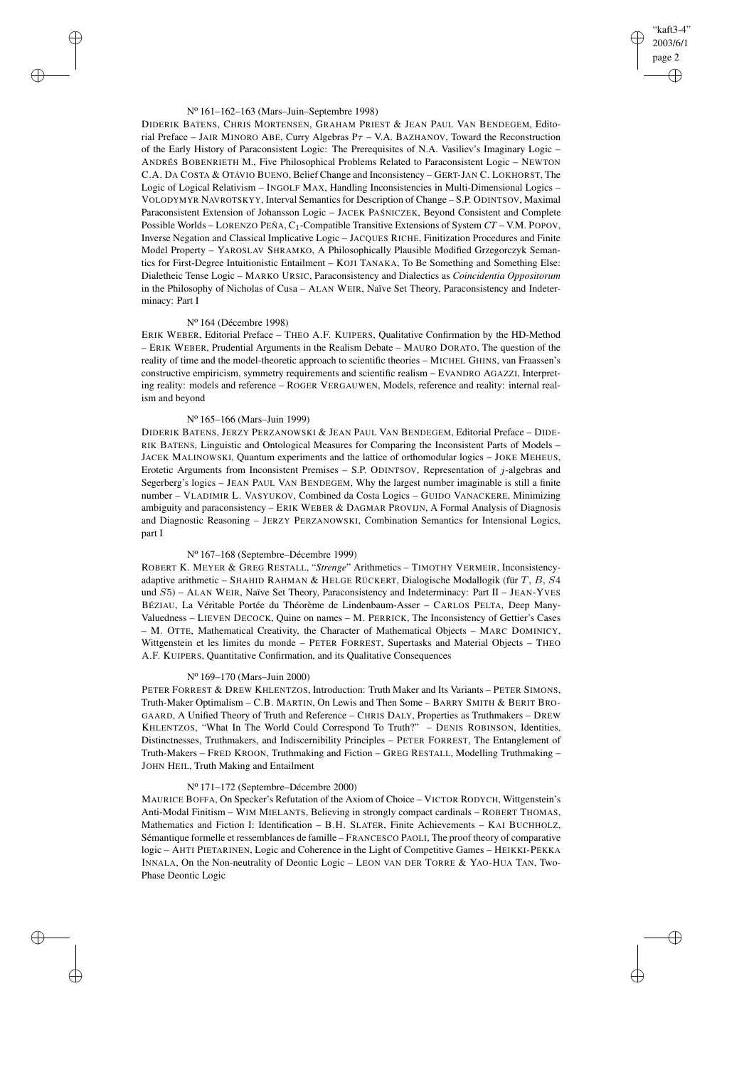N° 161–162–163 (Mars–Juin–Septembre 1998)

DIDERIK BATENS, CHRIS MORTENSEN, GRAHAM PRIEST & JEAN PAUL VAN BENDEGEM, Editorial Preface – JAIR MINORO ABE, Curry Algebras P$\tau$ – V.A. BAZHANOV, Toward the Reconstruction of the Early History of Paraconsistent Logic: The Prerequisites of N.A. Vasiliev's Imaginary Logic – ANDRÉS BOBENRIETH M., Five Philosophical Problems Related to Paraconsistent Logic – NEWTON C.A. DA COSTA & OTÁVIO BUENO, Belief Change and Inconsistency – GERT-JAN C. LOKHORST, The Logic of Logical Relativism – INGOLF MAX, Handling Inconsistencies in Multi-Dimensional Logics – VOLODYMYR NAVROTSKYY, Interval Semantics for Description of Change – S.P. ODINTSOV, Maximal Paraconsistent Extension of Johansson Logic – JACEK PAŚNICZEK, Beyond Consistent and Complete Possible Worlds – LORENZO PEÑA, $C_1$-Compatible Transitive Extensions of System *CT* – V.M. POPOV, Inverse Negation and Classical Implicative Logic – JACQUES RICHE, Finitization Procedures and Finite Model Property – YAROSLAV SHRAMKO, A Philosophically Plausible Modified Grzegorczyk Semantics for First-Degree Intuitionistic Entailment – KOJI TANAKA, To Be Something and Something Else: Dialetheic Tense Logic – MARKO URSIC, Paraconsistency and Dialectics as *Coincidentia Oppositorum* in the Philosophy of Nicholas of Cusa – ALAN WEIR, Naïve Set Theory, Paraconsistency and Indeterminacy: Part I

N° 164 (Décembre 1998)

ERIK WEBER, Editorial Preface – THEO A.F. KUIPERS, Qualitative Confirmation by the HD-Method – ERIK WEBER, Prudential Arguments in the Realism Debate – MAURO DORATO, The question of the reality of time and the model-theoretic approach to scientific theories – MICHEL GHINS, van Fraassen's constructive empiricism, symmetry requirements and scientific realism – EVANDRO AGAZZI, Interpreting reality: models and reference – ROGER VERGAUWEN, Models, reference and reality: internal realism and beyond

N° 165–166 (Mars–Juin 1999)

DIDERIK BATENS, JERZY PERZANOWSKI & JEAN PAUL VAN BENDEGEM, Editorial Preface – DIDERIK BATENS, Linguistic and Ontological Measures for Comparing the Inconsistent Parts of Models – JACEK MALINOWSKI, Quantum experiments and the lattice of orthomodular logics – JOKE MEHEUS, Erotetic Arguments from Inconsistent Premises – S.P. ODINTSOV, Representation of $j$-algebras and Segerberg's logics – JEAN PAUL VAN BENDEGEM, Why the largest number imaginable is still a finite number – VLADIMIR L. VASYUKOV, Combined da Costa Logics – GUIDO VANACKERE, Minimizing ambiguity and paraconsistency – ERIK WEBER & DAGMAR PROVIJN, A Formal Analysis of Diagnosis and Diagnostic Reasoning – JERZY PERZANOWSKI, Combination Semantics for Intensional Logics, part I

N° 167–168 (Septembre–Décembre 1999)

ROBERT K. MEYER & GREG RESTALL, "*Strenge*" Arithmetics – TIMOTHY VERMEIR, Inconsistency-adaptive arithmetic – SHAHID RAHMAN & HELGE RÜCKERT, Dialogische Modallogik (für $T$, $B$, $S4$ und $S5$) – ALAN WEIR, Naïve Set Theory, Paraconsistency and Indeterminacy: Part II – JEAN-YVES BÉZIAU, La Véritable Portée du Théorème de Lindenbaum-Asser – CARLOS PELTA, Deep Many-Valuedness – LIEVEN DECOCK, Quine on names – M. PERRICK, The Inconsistency of Gettier's Cases – M. OTTE, Mathematical Creativity, the Character of Mathematical Objects – MARC DOMINICY, Wittgenstein et les limites du monde – PETER FORREST, Supertasks and Material Objects – THEO A.F. KUIPERS, Quantitative Confirmation, and its Qualitative Consequences

N° 169–170 (Mars–Juin 2000)

PETER FORREST & DREW KHLENTZOS, Introduction: Truth Maker and Its Variants – PETER SIMONS, Truth-Maker Optimalism – C.B. MARTIN, On Lewis and Then Some – BARRY SMITH & BERIT BROGAARD, A Unified Theory of Truth and Reference – CHRIS DALY, Properties as Truthmakers – DREW KHLENTZOS, "What In The World Could Correspond To Truth?" – DENIS ROBINSON, Identities, Distinctnesses, Truthmakers, and Indiscernibility Principles – PETER FORREST, The Entanglement of Truth-Makers – FRED KROON, Truthmaking and Fiction – GREG RESTALL, Modelling Truthmaking – JOHN HEIL, Truth Making and Entailment

N° 171–172 (Septembre–Décembre 2000)

MAURICE BOFFA, On Specker's Refutation of the Axiom of Choice – VICTOR RODYCH, Wittgenstein's Anti-Modal Finitism – WIM MIELANTS, Believing in strongly compact cardinals – ROBERT THOMAS, Mathematics and Fiction I: Identification – B.H. SLATER, Finite Achievements – KAI BUCHHOLZ, Sémantique formelle et ressemblances de famille – FRANCESCO PAOLI, The proof theory of comparative logic – AHTI PIETARINEN, Logic and Coherence in the Light of Competitive Games – HEIKKI-PEKKA INNALA, On the Non-neutrality of Deontic Logic – LEON VAN DER TORRE & YAO-HUA TAN, Two-Phase Deontic Logic